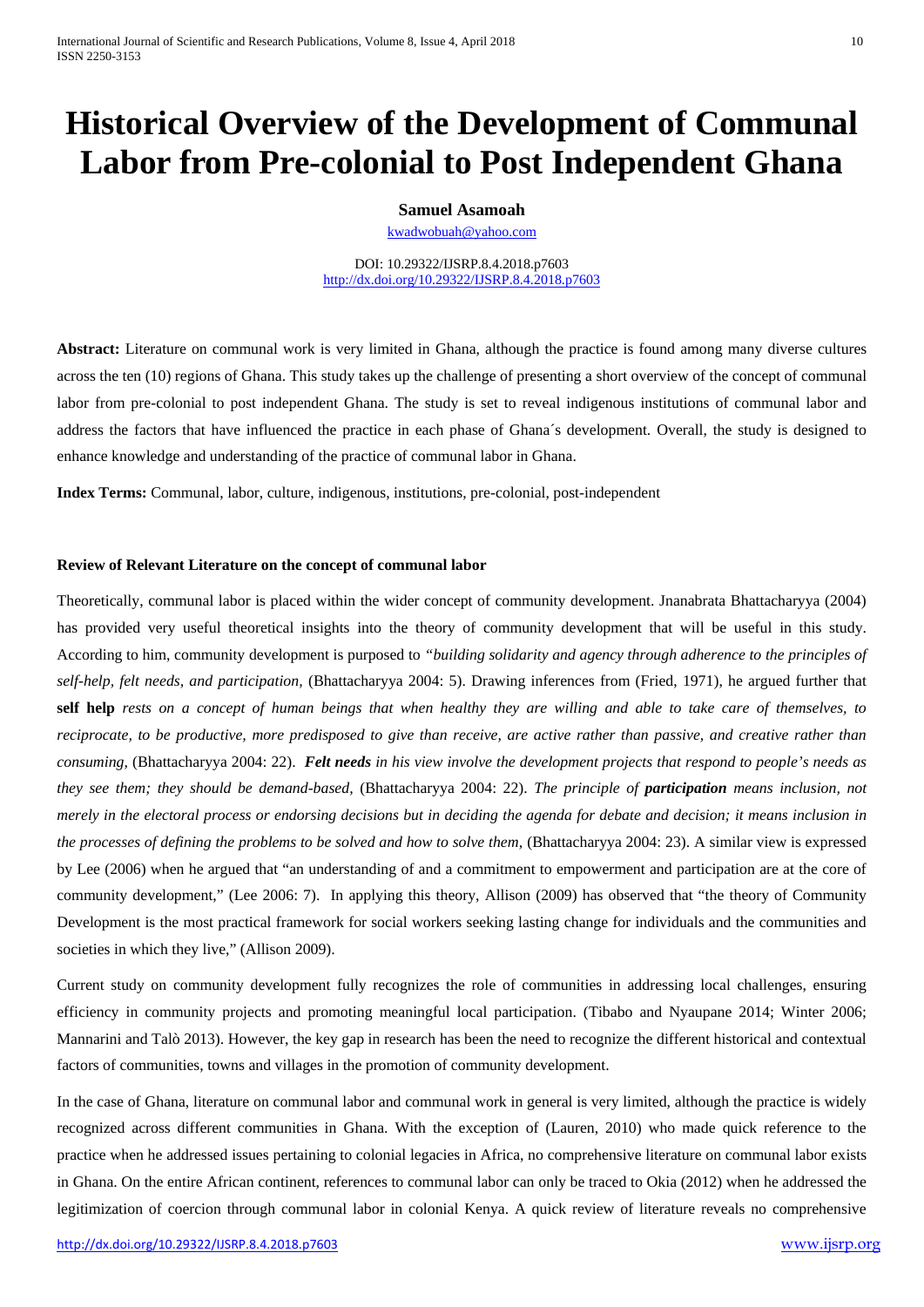# Historical Overview of the Development of Communal Labor from Pre-colonial to Post Independent Ghana

**Samuel Asamoah**

kwadwobuah@yahoo.com

DOI: 10.29322/IJSRP.8.4.2018.p7603
http://dx.doi.org/10.29322/IJSRP.8.4.2018.p7603

**Abstract:** Literature on communal work is very limited in Ghana, although the practice is found among many diverse cultures across the ten (10) regions of Ghana. This study takes up the challenge of presenting a short overview of the concept of communal labor from pre-colonial to post independent Ghana. The study is set to reveal indigenous institutions of communal labor and address the factors that have influenced the practice in each phase of Ghana´s development. Overall, the study is designed to enhance knowledge and understanding of the practice of communal labor in Ghana.

**Index Terms:** Communal, labor, culture, indigenous, institutions, pre-colonial, post-independent

### Review of Relevant Literature on the concept of communal labor

Theoretically, communal labor is placed within the wider concept of community development. Jnanabrata Bhattacharyya (2004) has provided very useful theoretical insights into the theory of community development that will be useful in this study. According to him, community development is purposed to *"building solidarity and agency through adherence to the principles of self-help, felt needs, and participation,* (Bhattacharyya 2004: 5). Drawing inferences from (Fried, 1971), he argued further that **self help** *rests on a concept of human beings that when healthy they are willing and able to take care of themselves, to reciprocate, to be productive, more predisposed to give than receive, are active rather than passive, and creative rather than consuming,* (Bhattacharyya 2004: 22). ***Felt needs*** *in his view involve the development projects that respond to people's needs as they see them; they should be demand-based,* (Bhattacharyya 2004: 22). *The principle of* ***participation*** *means inclusion, not merely in the electoral process or endorsing decisions but in deciding the agenda for debate and decision; it means inclusion in the processes of defining the problems to be solved and how to solve them,* (Bhattacharyya 2004: 23). A similar view is expressed by Lee (2006) when he argued that "an understanding of and a commitment to empowerment and participation are at the core of community development," (Lee 2006: 7). In applying this theory, Allison (2009) has observed that "the theory of Community Development is the most practical framework for social workers seeking lasting change for individuals and the communities and societies in which they live," (Allison 2009).

Current study on community development fully recognizes the role of communities in addressing local challenges, ensuring efficiency in community projects and promoting meaningful local participation. (Tibabo and Nyaupane 2014; Winter 2006; Mannarini and Talò 2013). However, the key gap in research has been the need to recognize the different historical and contextual factors of communities, towns and villages in the promotion of community development.

In the case of Ghana, literature on communal labor and communal work in general is very limited, although the practice is widely recognized across different communities in Ghana. With the exception of (Lauren, 2010) who made quick reference to the practice when he addressed issues pertaining to colonial legacies in Africa, no comprehensive literature on communal labor exists in Ghana. On the entire African continent, references to communal labor can only be traced to Okia (2012) when he addressed the legitimization of coercion through communal labor in colonial Kenya. A quick review of literature reveals no comprehensive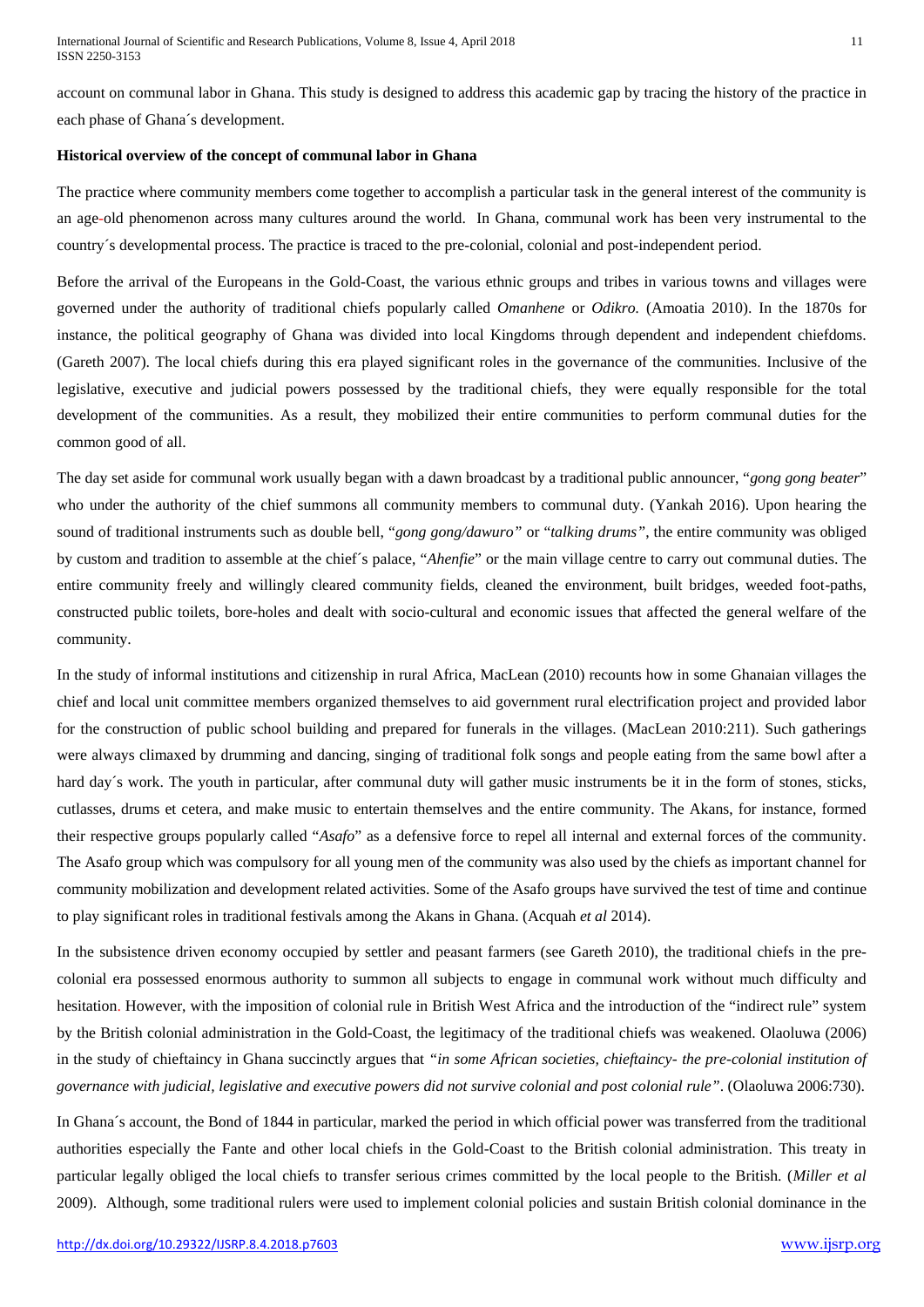account on communal labor in Ghana. This study is designed to address this academic gap by tracing the history of the practice in each phase of Ghana´s development.

**Historical overview of the concept of communal labor in Ghana**

The practice where community members come together to accomplish a particular task in the general interest of the community is an age-old phenomenon across many cultures around the world. In Ghana, communal work has been very instrumental to the country´s developmental process. The practice is traced to the pre-colonial, colonial and post-independent period.

Before the arrival of the Europeans in the Gold-Coast, the various ethnic groups and tribes in various towns and villages were governed under the authority of traditional chiefs popularly called *Omanhene* or *Odikro.* (Amoatia 2010). In the 1870s for instance, the political geography of Ghana was divided into local Kingdoms through dependent and independent chiefdoms. (Gareth 2007). The local chiefs during this era played significant roles in the governance of the communities. Inclusive of the legislative, executive and judicial powers possessed by the traditional chiefs, they were equally responsible for the total development of the communities. As a result, they mobilized their entire communities to perform communal duties for the common good of all.

The day set aside for communal work usually began with a dawn broadcast by a traditional public announcer, "*gong gong beater*" who under the authority of the chief summons all community members to communal duty. (Yankah 2016). Upon hearing the sound of traditional instruments such as double bell, "*gong gong/dawuro"* or "*talking drums"*, the entire community was obliged by custom and tradition to assemble at the chief´s palace, "*Ahenfie*" or the main village centre to carry out communal duties. The entire community freely and willingly cleared community fields, cleaned the environment, built bridges, weeded foot-paths, constructed public toilets, bore-holes and dealt with socio-cultural and economic issues that affected the general welfare of the community.

In the study of informal institutions and citizenship in rural Africa, MacLean (2010) recounts how in some Ghanaian villages the chief and local unit committee members organized themselves to aid government rural electrification project and provided labor for the construction of public school building and prepared for funerals in the villages. (MacLean 2010:211). Such gatherings were always climaxed by drumming and dancing, singing of traditional folk songs and people eating from the same bowl after a hard day´s work. The youth in particular, after communal duty will gather music instruments be it in the form of stones, sticks, cutlasses, drums et cetera, and make music to entertain themselves and the entire community. The Akans, for instance, formed their respective groups popularly called "*Asafo*" as a defensive force to repel all internal and external forces of the community. The Asafo group which was compulsory for all young men of the community was also used by the chiefs as important channel for community mobilization and development related activities. Some of the Asafo groups have survived the test of time and continue to play significant roles in traditional festivals among the Akans in Ghana. (Acquah *et al* 2014).

In the subsistence driven economy occupied by settler and peasant farmers (see Gareth 2010), the traditional chiefs in the pre-colonial era possessed enormous authority to summon all subjects to engage in communal work without much difficulty and hesitation. However, with the imposition of colonial rule in British West Africa and the introduction of the "indirect rule" system by the British colonial administration in the Gold-Coast, the legitimacy of the traditional chiefs was weakened. Olaoluwa (2006) in the study of chieftaincy in Ghana succinctly argues that *"in some African societies, chieftaincy- the pre-colonial institution of governance with judicial, legislative and executive powers did not survive colonial and post colonial rule"*. (Olaoluwa 2006:730).

In Ghana´s account, the Bond of 1844 in particular, marked the period in which official power was transferred from the traditional authorities especially the Fante and other local chiefs in the Gold-Coast to the British colonial administration. This treaty in particular legally obliged the local chiefs to transfer serious crimes committed by the local people to the British. (*Miller et al* 2009). Although, some traditional rulers were used to implement colonial policies and sustain British colonial dominance in the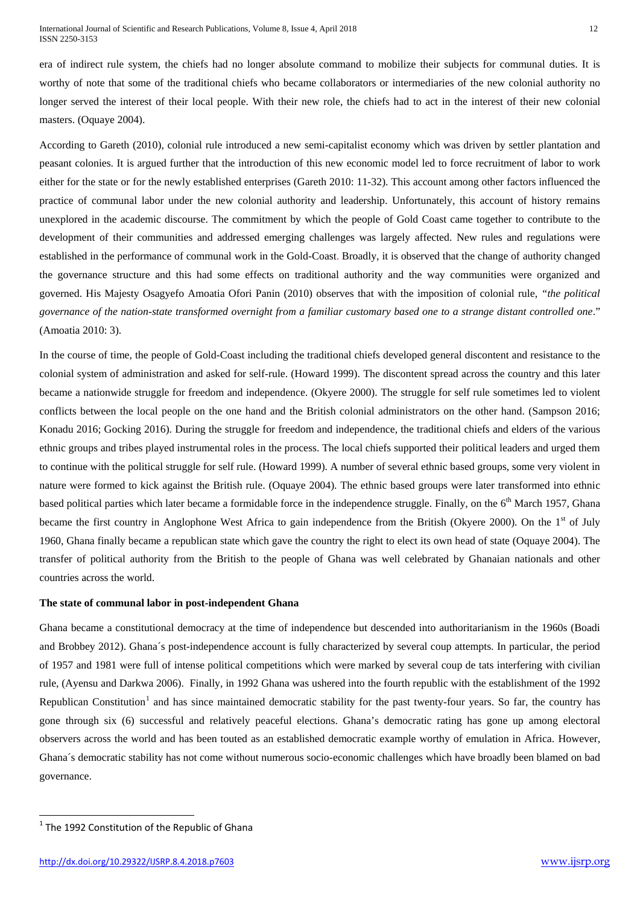era of indirect rule system, the chiefs had no longer absolute command to mobilize their subjects for communal duties. It is worthy of note that some of the traditional chiefs who became collaborators or intermediaries of the new colonial authority no longer served the interest of their local people. With their new role, the chiefs had to act in the interest of their new colonial masters. (Oquaye 2004).

According to Gareth (2010), colonial rule introduced a new semi-capitalist economy which was driven by settler plantation and peasant colonies. It is argued further that the introduction of this new economic model led to force recruitment of labor to work either for the state or for the newly established enterprises (Gareth 2010: 11-32). This account among other factors influenced the practice of communal labor under the new colonial authority and leadership. Unfortunately, this account of history remains unexplored in the academic discourse. The commitment by which the people of Gold Coast came together to contribute to the development of their communities and addressed emerging challenges was largely affected. New rules and regulations were established in the performance of communal work in the Gold-Coast. Broadly, it is observed that the change of authority changed the governance structure and this had some effects on traditional authority and the way communities were organized and governed. His Majesty Osagyefo Amoatia Ofori Panin (2010) observes that with the imposition of colonial rule, *"the political governance of the nation-state transformed overnight from a familiar customary based one to a strange distant controlled one*." (Amoatia 2010: 3).

In the course of time, the people of Gold-Coast including the traditional chiefs developed general discontent and resistance to the colonial system of administration and asked for self-rule. (Howard 1999). The discontent spread across the country and this later became a nationwide struggle for freedom and independence. (Okyere 2000). The struggle for self rule sometimes led to violent conflicts between the local people on the one hand and the British colonial administrators on the other hand. (Sampson 2016; Konadu 2016; Gocking 2016). During the struggle for freedom and independence, the traditional chiefs and elders of the various ethnic groups and tribes played instrumental roles in the process. The local chiefs supported their political leaders and urged them to continue with the political struggle for self rule. (Howard 1999). A number of several ethnic based groups, some very violent in nature were formed to kick against the British rule. (Oquaye 2004). The ethnic based groups were later transformed into ethnic based political parties which later became a formidable force in the independence struggle. Finally, on the 6th March 1957, Ghana became the first country in Anglophone West Africa to gain independence from the British (Okyere 2000). On the 1st of July 1960, Ghana finally became a republican state which gave the country the right to elect its own head of state (Oquaye 2004). The transfer of political authority from the British to the people of Ghana was well celebrated by Ghanaian nationals and other countries across the world.

**The state of communal labor in post-independent Ghana**

Ghana became a constitutional democracy at the time of independence but descended into authoritarianism in the 1960s (Boadi and Brobbey 2012). Ghana´s post-independence account is fully characterized by several coup attempts. In particular, the period of 1957 and 1981 were full of intense political competitions which were marked by several coup de tats interfering with civilian rule, (Ayensu and Darkwa 2006). Finally, in 1992 Ghana was ushered into the fourth republic with the establishment of the 1992 Republican Constitution[1] and has since maintained democratic stability for the past twenty-four years. So far, the country has gone through six (6) successful and relatively peaceful elections. Ghana's democratic rating has gone up among electoral observers across the world and has been touted as an established democratic example worthy of emulation in Africa. However, Ghana´s democratic stability has not come without numerous socio-economic challenges which have broadly been blamed on bad governance.

[1] The 1992 Constitution of the Republic of Ghana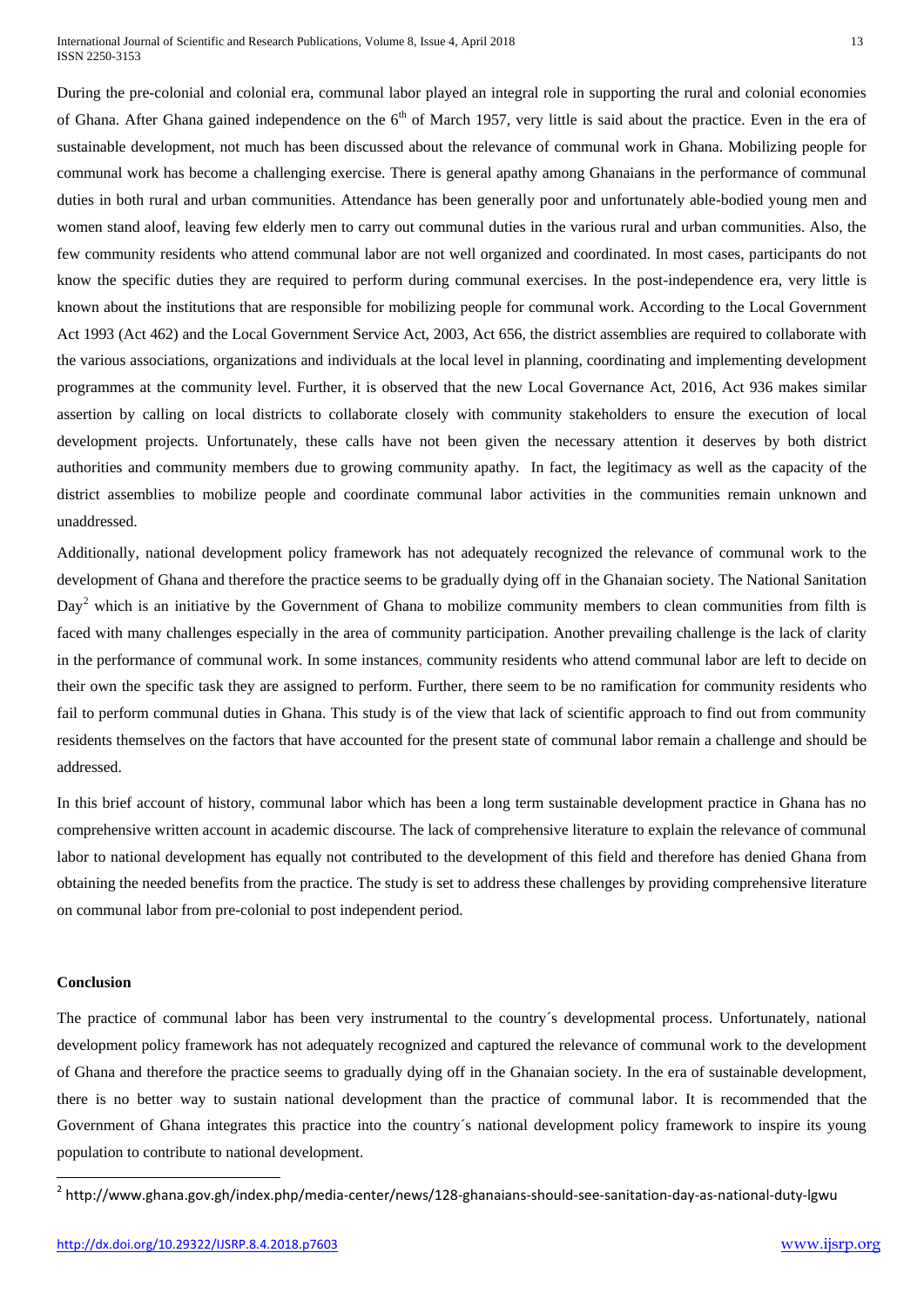During the pre-colonial and colonial era, communal labor played an integral role in supporting the rural and colonial economies of Ghana. After Ghana gained independence on the 6th of March 1957, very little is said about the practice. Even in the era of sustainable development, not much has been discussed about the relevance of communal work in Ghana. Mobilizing people for communal work has become a challenging exercise. There is general apathy among Ghanaians in the performance of communal duties in both rural and urban communities. Attendance has been generally poor and unfortunately able-bodied young men and women stand aloof, leaving few elderly men to carry out communal duties in the various rural and urban communities. Also, the few community residents who attend communal labor are not well organized and coordinated. In most cases, participants do not know the specific duties they are required to perform during communal exercises. In the post-independence era, very little is known about the institutions that are responsible for mobilizing people for communal work. According to the Local Government Act 1993 (Act 462) and the Local Government Service Act, 2003, Act 656, the district assemblies are required to collaborate with the various associations, organizations and individuals at the local level in planning, coordinating and implementing development programmes at the community level. Further, it is observed that the new Local Governance Act, 2016, Act 936 makes similar assertion by calling on local districts to collaborate closely with community stakeholders to ensure the execution of local development projects. Unfortunately, these calls have not been given the necessary attention it deserves by both district authorities and community members due to growing community apathy. In fact, the legitimacy as well as the capacity of the district assemblies to mobilize people and coordinate communal labor activities in the communities remain unknown and unaddressed.

Additionally, national development policy framework has not adequately recognized the relevance of communal work to the development of Ghana and therefore the practice seems to be gradually dying off in the Ghanaian society. The National Sanitation Day[2] which is an initiative by the Government of Ghana to mobilize community members to clean communities from filth is faced with many challenges especially in the area of community participation. Another prevailing challenge is the lack of clarity in the performance of communal work. In some instances, community residents who attend communal labor are left to decide on their own the specific task they are assigned to perform. Further, there seem to be no ramification for community residents who fail to perform communal duties in Ghana. This study is of the view that lack of scientific approach to find out from community residents themselves on the factors that have accounted for the present state of communal labor remain a challenge and should be addressed.

In this brief account of history, communal labor which has been a long term sustainable development practice in Ghana has no comprehensive written account in academic discourse. The lack of comprehensive literature to explain the relevance of communal labor to national development has equally not contributed to the development of this field and therefore has denied Ghana from obtaining the needed benefits from the practice. The study is set to address these challenges by providing comprehensive literature on communal labor from pre-colonial to post independent period.

**Conclusion**

The practice of communal labor has been very instrumental to the country´s developmental process. Unfortunately, national development policy framework has not adequately recognized and captured the relevance of communal work to the development of Ghana and therefore the practice seems to gradually dying off in the Ghanaian society. In the era of sustainable development, there is no better way to sustain national development than the practice of communal labor. It is recommended that the Government of Ghana integrates this practice into the country´s national development policy framework to inspire its young population to contribute to national development.

[2] http://www.ghana.gov.gh/index.php/media-center/news/128-ghanaians-should-see-sanitation-day-as-national-duty-lgwu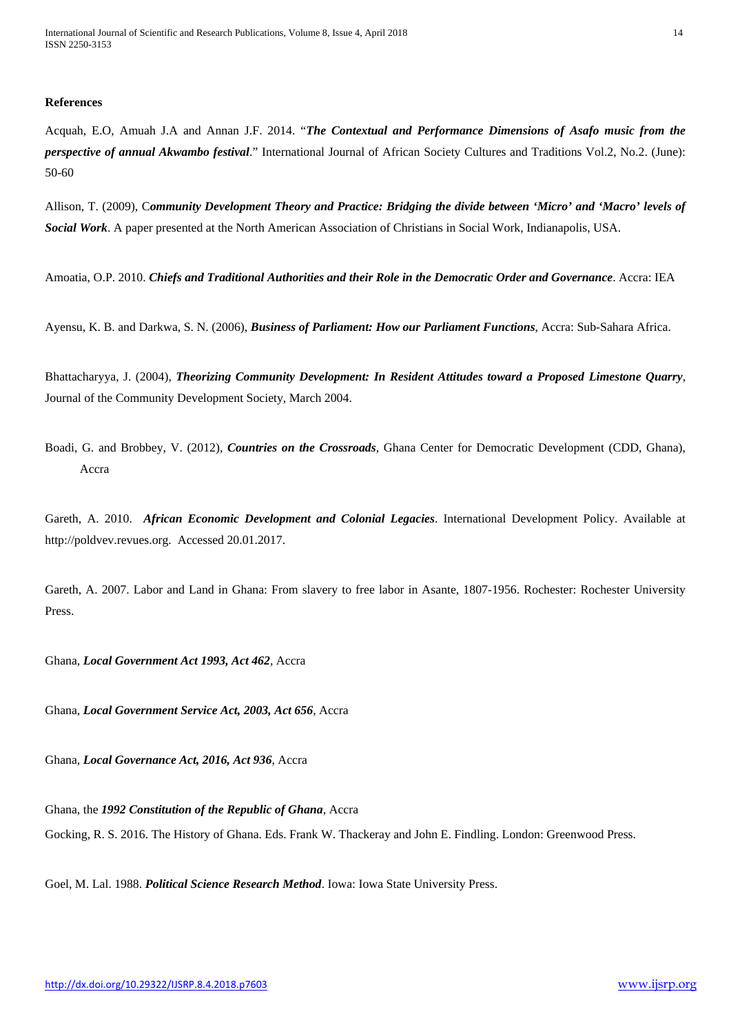**References**

Acquah, E.O, Amuah J.A and Annan J.F. 2014. "***The Contextual and Performance Dimensions of Asafo music from the perspective of annual Akwambo festival***." International Journal of African Society Cultures and Traditions Vol.2, No.2. (June): 50-60

Allison, T. (2009), C***ommunity Development Theory and Practice: Bridging the divide between 'Micro' and 'Macro' levels of Social Work***. A paper presented at the North American Association of Christians in Social Work, Indianapolis, USA.

Amoatia, O.P. 2010. ***Chiefs and Traditional Authorities and their Role in the Democratic Order and Governance***. Accra: IEA

Ayensu, K. B. and Darkwa, S. N. (2006), ***Business of Parliament: How our Parliament Functions***, Accra: Sub-Sahara Africa.

Bhattacharyya, J. (2004), ***Theorizing Community Development: In Resident Attitudes toward a Proposed Limestone Quarry***, Journal of the Community Development Society, March 2004.

Boadi, G. and Brobbey, V. (2012), ***Countries on the Crossroads***, Ghana Center for Democratic Development (CDD, Ghana), Accra

Gareth, A. 2010. ***African Economic Development and Colonial Legacies***. International Development Policy. Available at http://poldvev.revues.org. Accessed 20.01.2017.

Gareth, A. 2007. Labor and Land in Ghana: From slavery to free labor in Asante, 1807-1956. Rochester: Rochester University Press.

Ghana, ***Local Government Act 1993, Act 462***, Accra

Ghana, ***Local Government Service Act, 2003, Act 656***, Accra

Ghana, ***Local Governance Act, 2016, Act 936***, Accra

Ghana, the ***1992 Constitution of the Republic of Ghana***, Accra

Gocking, R. S. 2016. The History of Ghana. Eds. Frank W. Thackeray and John E. Findling. London: Greenwood Press.

Goel, M. Lal. 1988. ***Political Science Research Method***. Iowa: Iowa State University Press.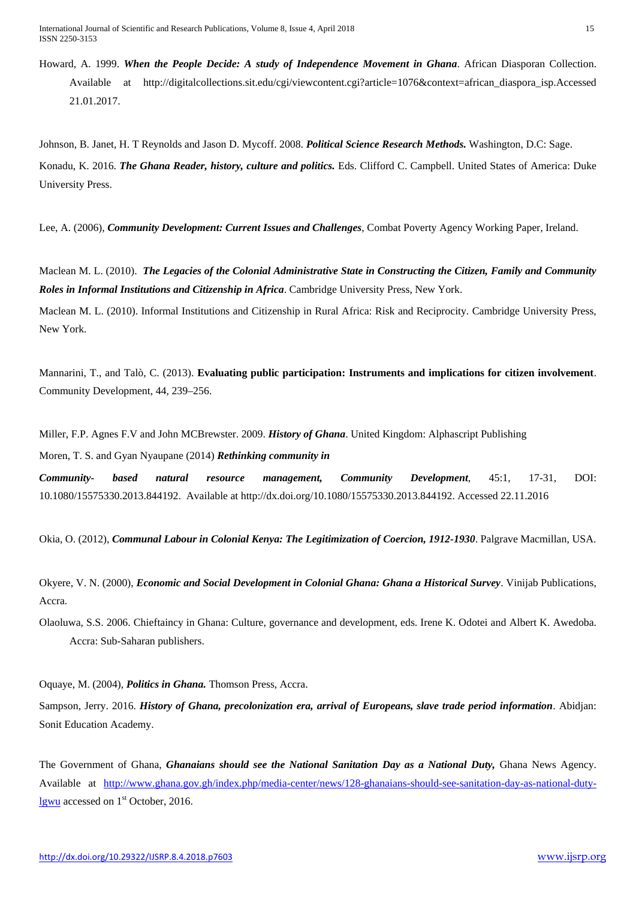Howard, A. 1999. ***When the People Decide: A study of Independence Movement in Ghana***. African Diasporan Collection. Available at http://digitalcollections.sit.edu/cgi/viewcontent.cgi?article=1076&context=african_diaspora_isp.Accessed 21.01.2017.

Johnson, B. Janet, H. T Reynolds and Jason D. Mycoff. 2008. ***Political Science Research Methods.*** Washington, D.C: Sage.

Konadu, K. 2016. ***The Ghana Reader, history, culture and politics.*** Eds. Clifford C. Campbell. United States of America: Duke University Press.

Lee, A. (2006), ***Community Development: Current Issues and Challenges***, Combat Poverty Agency Working Paper, Ireland.

Maclean M. L. (2010). ***The Legacies of the Colonial Administrative State in Constructing the Citizen, Family and Community Roles in Informal Institutions and Citizenship in Africa***. Cambridge University Press, New York.

Maclean M. L. (2010). Informal Institutions and Citizenship in Rural Africa: Risk and Reciprocity. Cambridge University Press, New York.

Mannarini, T., and Talò, C. (2013). **Evaluating public participation: Instruments and implications for citizen involvement**. Community Development, 44, 239–256.

Miller, F.P. Agnes F.V and John MCBrewster. 2009. ***History of Ghana***. United Kingdom: Alphascript Publishing

Moren, T. S. and Gyan Nyaupane (2014) ***Rethinking community in Community- based natural resource management, Community Development***, 45:1, 17-31, DOI: 10.1080/15575330.2013.844192. Available at http://dx.doi.org/10.1080/15575330.2013.844192. Accessed 22.11.2016

Okia, O. (2012), ***Communal Labour in Colonial Kenya: The Legitimization of Coercion, 1912-1930***. Palgrave Macmillan, USA.

Okyere, V. N. (2000), ***Economic and Social Development in Colonial Ghana: Ghana a Historical Survey***. Vinijab Publications, Accra.

Olaoluwa, S.S. 2006. Chieftaincy in Ghana: Culture, governance and development, eds. Irene K. Odotei and Albert K. Awedoba. Accra: Sub-Saharan publishers.

Oquaye, M. (2004), ***Politics in Ghana.*** Thomson Press, Accra.

Sampson, Jerry. 2016. ***History of Ghana, precolonization era, arrival of Europeans, slave trade period information***. Abidjan: Sonit Education Academy.

The Government of Ghana, ***Ghanaians should see the National Sanitation Day as a National Duty,*** Ghana News Agency. Available at http://www.ghana.gov.gh/index.php/media-center/news/128-ghanaians-should-see-sanitation-day-as-national-duty-lgwu accessed on 1st October, 2016.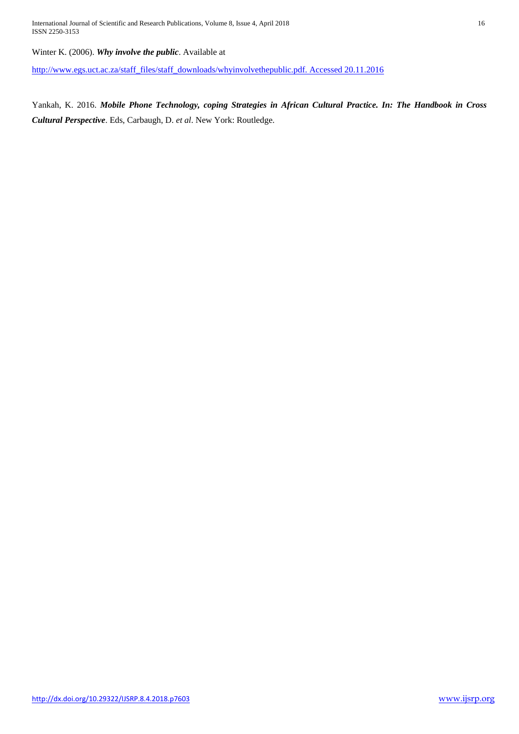Winter K. (2006). ***Why involve the public***. Available at

http://www.egs.uct.ac.za/staff_files/staff_downloads/whyinvolvethepublic.pdf. Accessed 20.11.2016

Yankah, K. 2016. ***Mobile Phone Technology, coping Strategies in African Cultural Practice. In: The Handbook in Cross Cultural Perspective***. Eds, Carbaugh, D. *et al*. New York: Routledge.